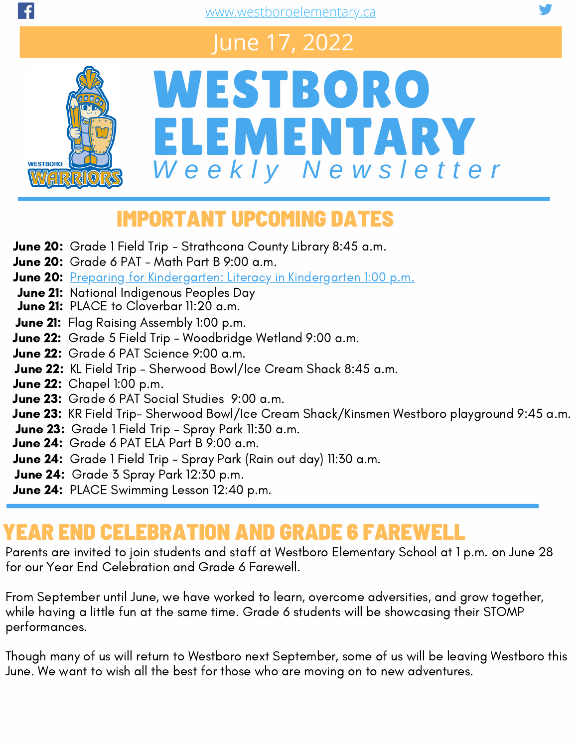www.westboroelementary.ca

June 17, 2022

# WESTBORO ELEMENTARY

*Weekly Newsletter*

## IMPORTANT UPCOMING DATES

**June 20:** Grade 1 Field Trip - Strathcona County Library 8:45 a.m.
**June 20:** Grade 6 PAT - Math Part B 9:00 a.m.
**June 20:** Preparing for Kindergarten: Literacy in Kindergarten 1:00 p.m.
**June 21:** National Indigenous Peoples Day
**June 21:** PLACE to Cloverbar 11:20 a.m.
**June 21:** Flag Raising Assembly 1:00 p.m.
**June 22:** Grade 5 Field Trip - Woodbridge Wetland 9:00 a.m.
**June 22:** Grade 6 PAT Science 9:00 a.m.
**June 22:** KL Field Trip - Sherwood Bowl/Ice Cream Shack 8:45 a.m.
**June 22:** Chapel 1:00 p.m.
**June 23:** Grade 6 PAT Social Studies 9:00 a.m.
**June 23:** KR Field Trip- Sherwood Bowl/Ice Cream Shack/Kinsmen Westboro playground 9:45 a.m.
**June 23:** Grade 1 Field Trip - Spray Park 11:30 a.m.
**June 24:** Grade 6 PAT ELA Part B 9:00 a.m.
**June 24:** Grade 1 Field Trip - Spray Park (Rain out day) 11:30 a.m.
**June 24:** Grade 3 Spray Park 12:30 p.m.
**June 24:** PLACE Swimming Lesson 12:40 p.m.

## YEAR END CELEBRATION AND GRADE 6 FAREWELL

Parents are invited to join students and staff at Westboro Elementary School at 1 p.m. on June 28 for our Year End Celebration and Grade 6 Farewell.

From September until June, we have worked to learn, overcome adversities, and grow together, while having a little fun at the same time. Grade 6 students will be showcasing their STOMP performances.

Though many of us will return to Westboro next September, some of us will be leaving Westboro this June. We want to wish all the best for those who are moving on to new adventures.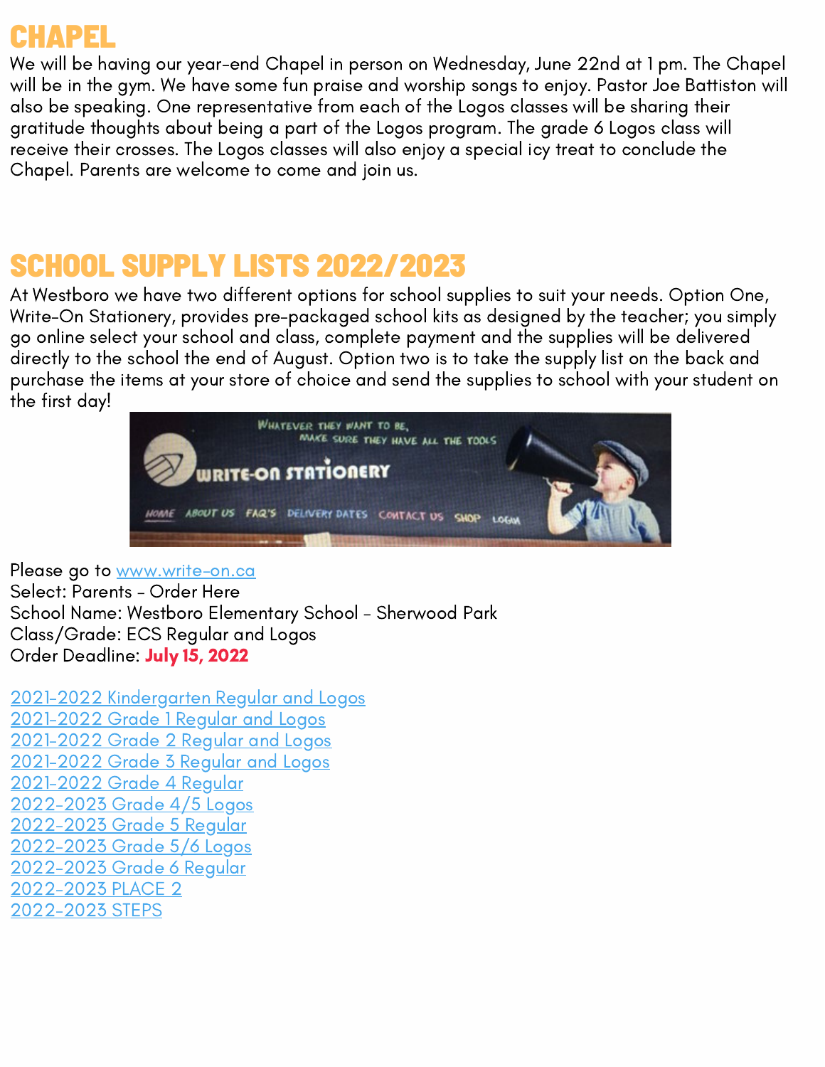# CHAPEL

We will be having our year-end Chapel in person on Wednesday, June 22nd at 1 pm. The Chapel will be in the gym. We have some fun praise and worship songs to enjoy. Pastor Joe Battiston will also be speaking. One representative from each of the Logos classes will be sharing their gratitude thoughts about being a part of the Logos program. The grade 6 Logos class will receive their crosses. The Logos classes will also enjoy a special icy treat to conclude the Chapel. Parents are welcome to come and join us.

# SCHOOL SUPPLY LISTS 2022/2023

At Westboro we have two different options for school supplies to suit your needs. Option One, Write-On Stationery, provides pre-packaged school kits as designed by the teacher; you simply go online select your school and class, complete payment and the supplies will be delivered directly to the school the end of August. Option two is to take the supply list on the back and purchase the items at your store of choice and send the supplies to school with your student on the first day!

Please go to www.write-on.ca
Select: Parents - Order Here
School Name: Westboro Elementary School - Sherwood Park
Class/Grade: ECS Regular and Logos
Order Deadline: **July 15, 2022**

2021-2022 Kindergarten Regular and Logos
2021-2022 Grade 1 Regular and Logos
2021-2022 Grade 2 Regular and Logos
2021-2022 Grade 3 Regular and Logos
2021-2022 Grade 4 Regular
2022-2023 Grade 4/5 Logos
2022-2023 Grade 5 Regular
2022-2023 Grade 5/6 Logos
2022-2023 Grade 6 Regular
2022-2023 PLACE 2
2022-2023 STEPS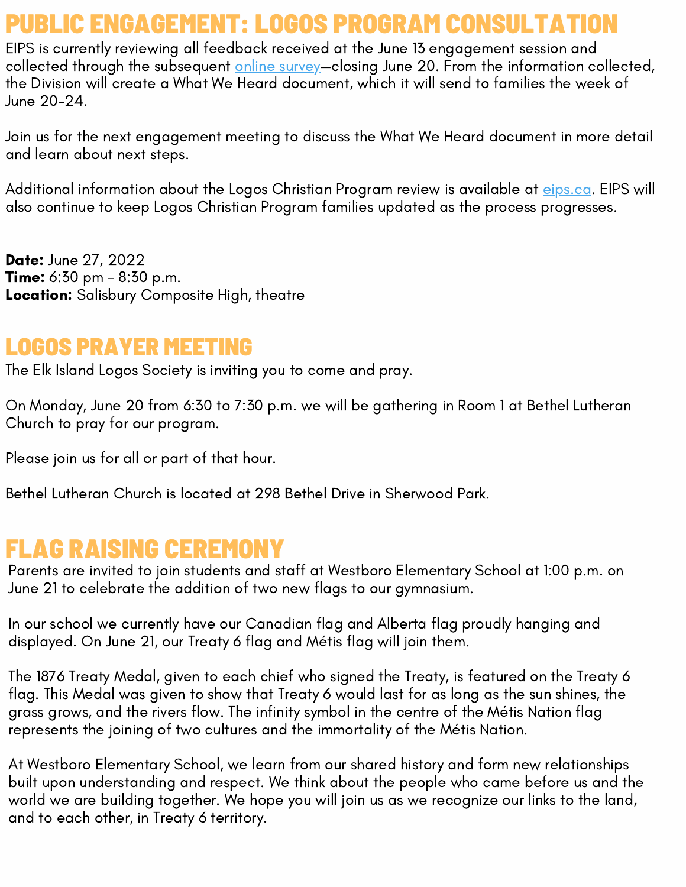## PUBLIC ENGAGEMENT: LOGOS PROGRAM CONSULTATION

EIPS is currently reviewing all feedback received at the June 13 engagement session and collected through the subsequent [online survey]—closing June 20. From the information collected, the Division will create a What We Heard document, which it will send to families the week of June 20-24.

Join us for the next engagement meeting to discuss the What We Heard document in more detail and learn about next steps.

Additional information about the Logos Christian Program review is available at [eips.ca]. EIPS will also continue to keep Logos Christian Program families updated as the process progresses.

**Date:** June 27, 2022
**Time:** 6:30 pm - 8:30 p.m.
**Location:** Salisbury Composite High, theatre

## LOGOS PRAYER MEETING

The Elk Island Logos Society is inviting you to come and pray.

On Monday, June 20 from 6:30 to 7:30 p.m. we will be gathering in Room 1 at Bethel Lutheran Church to pray for our program.

Please join us for all or part of that hour.

Bethel Lutheran Church is located at 298 Bethel Drive in Sherwood Park.

## FLAG RAISING CEREMONY

Parents are invited to join students and staff at Westboro Elementary School at 1:00 p.m. on June 21 to celebrate the addition of two new flags to our gymnasium.

In our school we currently have our Canadian flag and Alberta flag proudly hanging and displayed. On June 21, our Treaty 6 flag and Métis flag will join them.

The 1876 Treaty Medal, given to each chief who signed the Treaty, is featured on the Treaty 6 flag. This Medal was given to show that Treaty 6 would last for as long as the sun shines, the grass grows, and the rivers flow. The infinity symbol in the centre of the Métis Nation flag represents the joining of two cultures and the immortality of the Métis Nation.

At Westboro Elementary School, we learn from our shared history and form new relationships built upon understanding and respect. We think about the people who came before us and the world we are building together. We hope you will join us as we recognize our links to the land, and to each other, in Treaty 6 territory.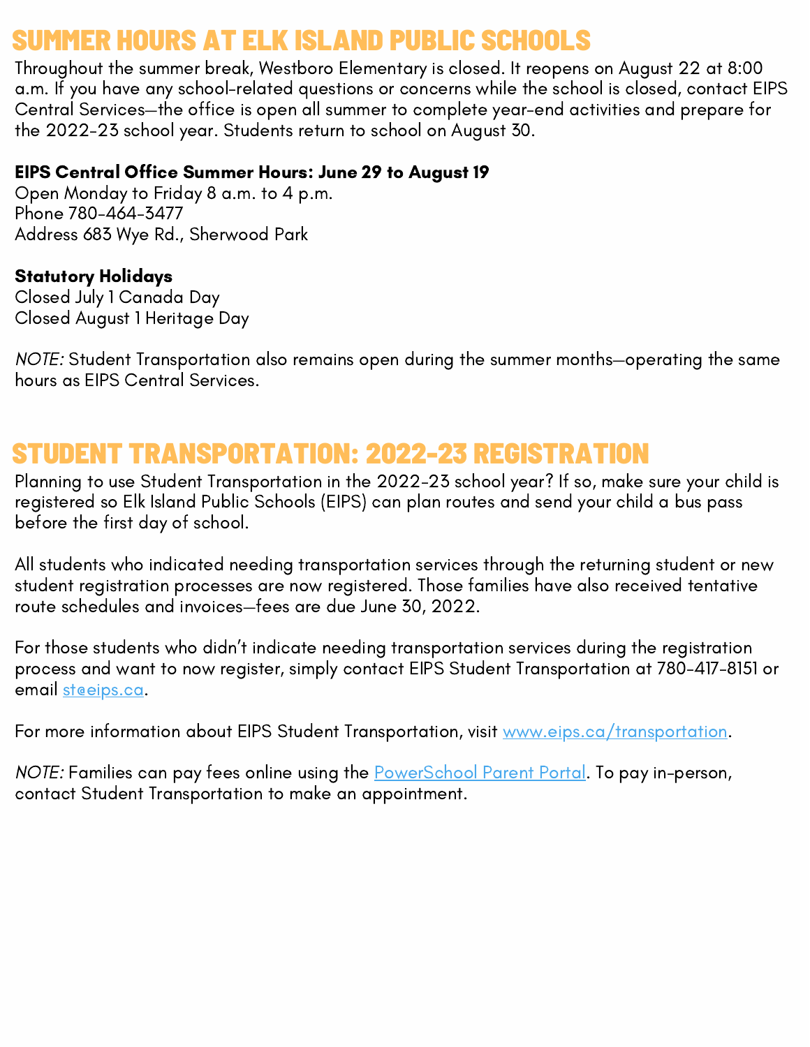# SUMMER HOURS AT ELK ISLAND PUBLIC SCHOOLS

Throughout the summer break, Westboro Elementary is closed. It reopens on August 22 at 8:00 a.m. If you have any school-related questions or concerns while the school is closed, contact EIPS Central Services—the office is open all summer to complete year-end activities and prepare for the 2022-23 school year. Students return to school on August 30.

**EIPS Central Office Summer Hours: June 29 to August 19**
Open Monday to Friday 8 a.m. to 4 p.m.
Phone 780-464-3477
Address 683 Wye Rd., Sherwood Park

**Statutory Holidays**
Closed July 1 Canada Day
Closed August 1 Heritage Day

*NOTE:* Student Transportation also remains open during the summer months—operating the same hours as EIPS Central Services.

# STUDENT TRANSPORTATION: 2022-23 REGISTRATION

Planning to use Student Transportation in the 2022-23 school year? If so, make sure your child is registered so Elk Island Public Schools (EIPS) can plan routes and send your child a bus pass before the first day of school.

All students who indicated needing transportation services through the returning student or new student registration processes are now registered. Those families have also received tentative route schedules and invoices—fees are due June 30, 2022.

For those students who didn't indicate needing transportation services during the registration process and want to now register, simply contact EIPS Student Transportation at 780-417-8151 or email st@eips.ca.

For more information about EIPS Student Transportation, visit www.eips.ca/transportation.

*NOTE:* Families can pay fees online using the PowerSchool Parent Portal. To pay in-person, contact Student Transportation to make an appointment.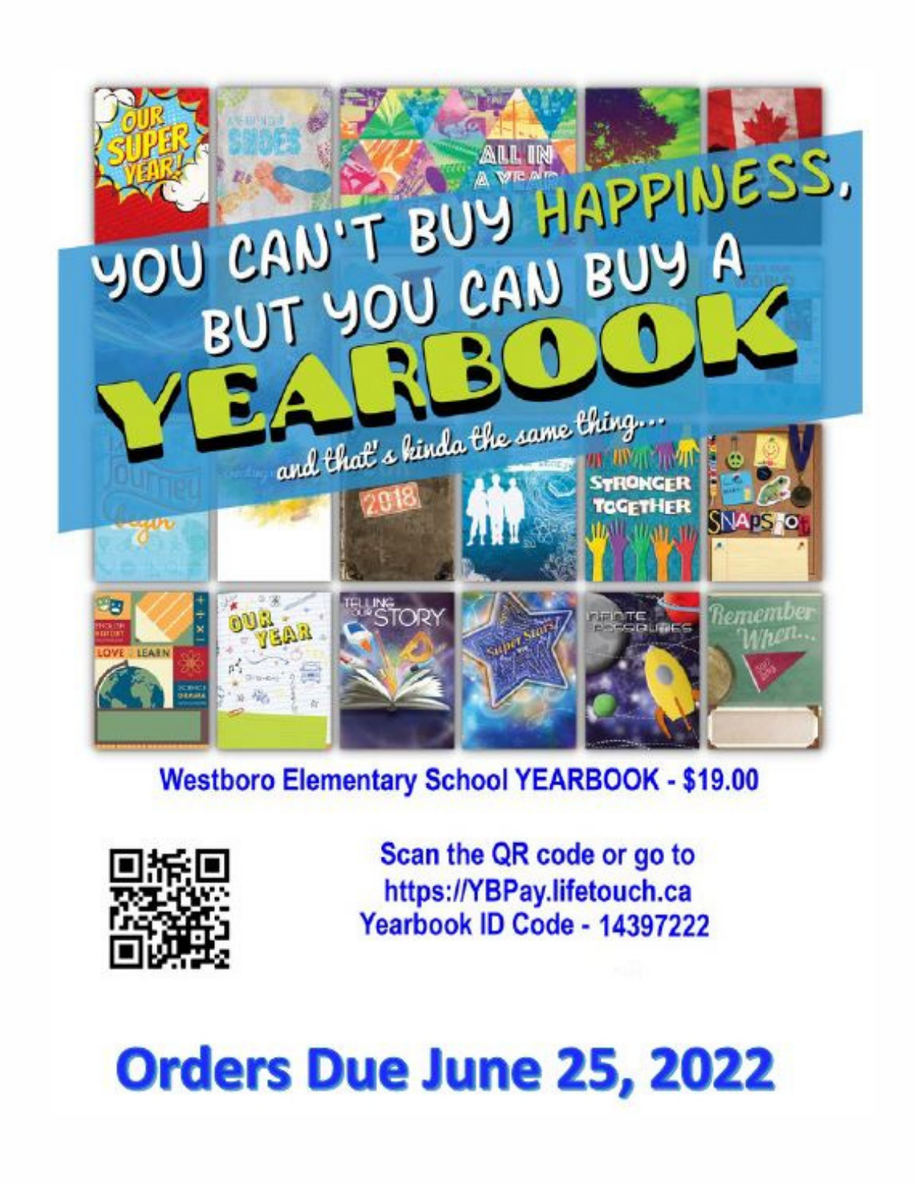# YOU CAN'T BUY HAPPINESS, BUT YOU CAN BUY A YEARBOOK

*and that's kinda the same thing...*

**Westboro Elementary School YEARBOOK - $19.00**

**Scan the QR code or go to https://YBPay.lifetouch.ca**
**Yearbook ID Code - 14397222**

# Orders Due June 25, 2022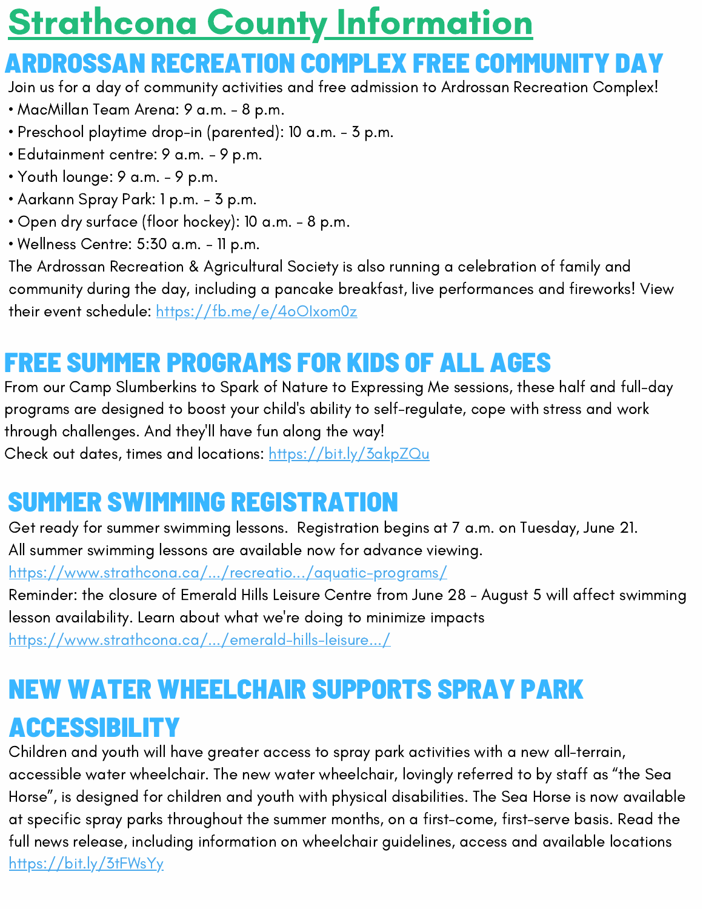# Strathcona County Information

## ARDROSSAN RECREATION COMPLEX FREE COMMUNITY DAY

Join us for a day of community activities and free admission to Ardrossan Recreation Complex!

- MacMillan Team Arena: 9 a.m. - 8 p.m.
- Preschool playtime drop-in (parented): 10 a.m. - 3 p.m.
- Edutainment centre: 9 a.m. - 9 p.m.
- Youth lounge: 9 a.m. - 9 p.m.
- Aarkann Spray Park: 1 p.m. - 3 p.m.
- Open dry surface (floor hockey): 10 a.m. - 8 p.m.
- Wellness Centre: 5:30 a.m. - 11 p.m.

The Ardrossan Recreation & Agricultural Society is also running a celebration of family and community during the day, including a pancake breakfast, live performances and fireworks! View their event schedule: https://fb.me/e/4oOlxom0z

## FREE SUMMER PROGRAMS FOR KIDS OF ALL AGES

From our Camp Slumberkins to Spark of Nature to Expressing Me sessions, these half and full-day programs are designed to boost your child's ability to self-regulate, cope with stress and work through challenges. And they'll have fun along the way!
Check out dates, times and locations: https://bit.ly/3akpZQu

## SUMMER SWIMMING REGISTRATION

Get ready for summer swimming lessons. Registration begins at 7 a.m. on Tuesday, June 21.
All summer swimming lessons are available now for advance viewing.
https://www.strathcona.ca/.../recreatio.../aquatic-programs/
Reminder: the closure of Emerald Hills Leisure Centre from June 28 - August 5 will affect swimming lesson availability. Learn about what we're doing to minimize impacts
https://www.strathcona.ca/.../emerald-hills-leisure.../

## NEW WATER WHEELCHAIR SUPPORTS SPRAY PARK ACCESSIBILITY

Children and youth will have greater access to spray park activities with a new all-terrain, accessible water wheelchair. The new water wheelchair, lovingly referred to by staff as "the Sea Horse", is designed for children and youth with physical disabilities. The Sea Horse is now available at specific spray parks throughout the summer months, on a first-come, first-serve basis. Read the full news release, including information on wheelchair guidelines, access and available locations
https://bit.ly/3tFWsYy